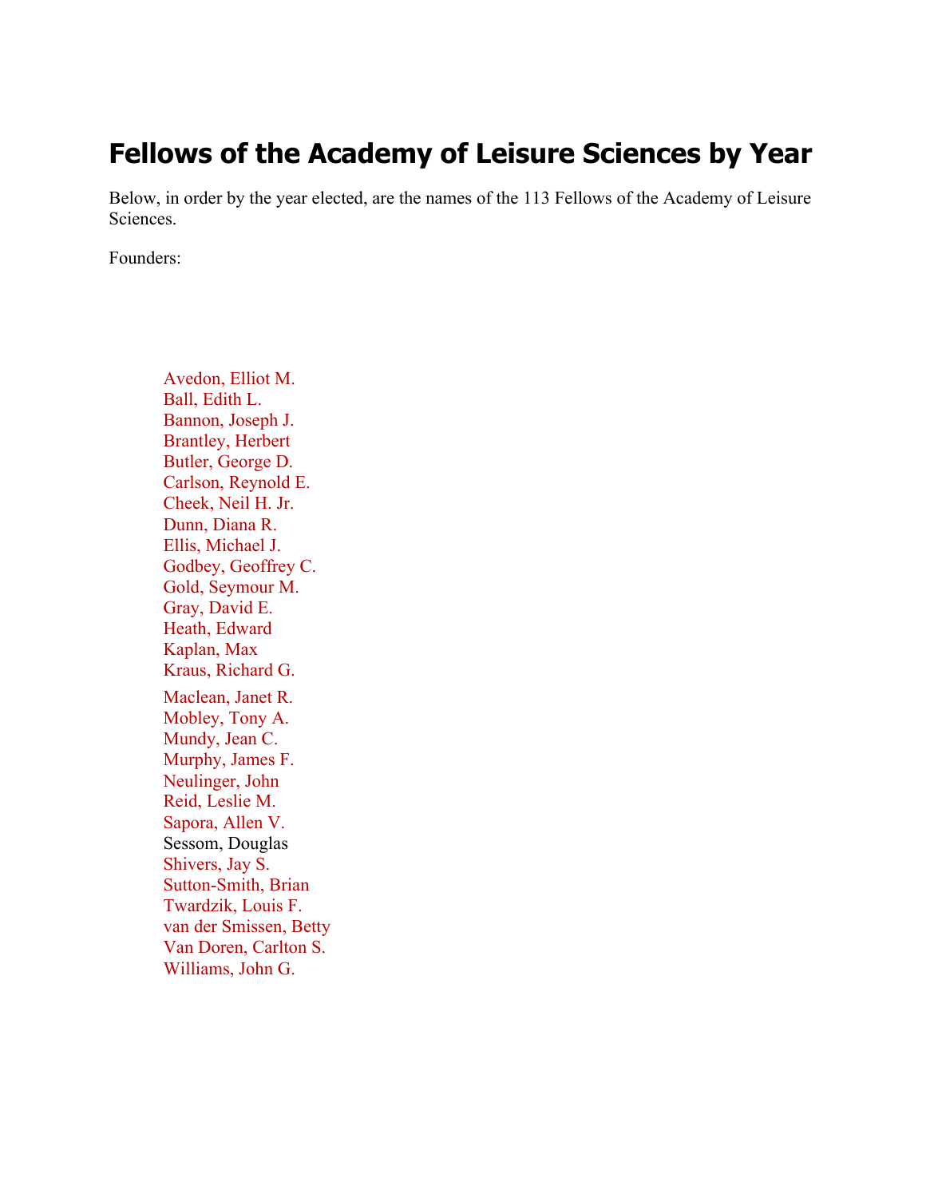# Fellows of the Academy of Leisure Sciences by Year

Below, in order by the year elected, are the names of the 113 Fellows of the Academy of Leisure Sciences.

Founders:

- Avedon, Elliot M.
- Ball, Edith L.
- Bannon, Joseph J.
- Brantley, Herbert
- Butler, George D.
- Carlson, Reynold E.
- Cheek, Neil H. Jr.
- Dunn, Diana R.
- Ellis, Michael J.
- Godbey, Geoffrey C.
- Gold, Seymour M.
- Gray, David E.
- Heath, Edward
- Kaplan, Max
- Kraus, Richard G.
- Maclean, Janet R.
- Mobley, Tony A.
- Mundy, Jean C.
- Murphy, James F.
- Neulinger, John
- Reid, Leslie M.
- Sapora, Allen V.
- Sessom, Douglas
- Shivers, Jay S.
- Sutton-Smith, Brian
- Twardzik, Louis F.
- van der Smissen, Betty
- Van Doren, Carlton S.
- Williams, John G.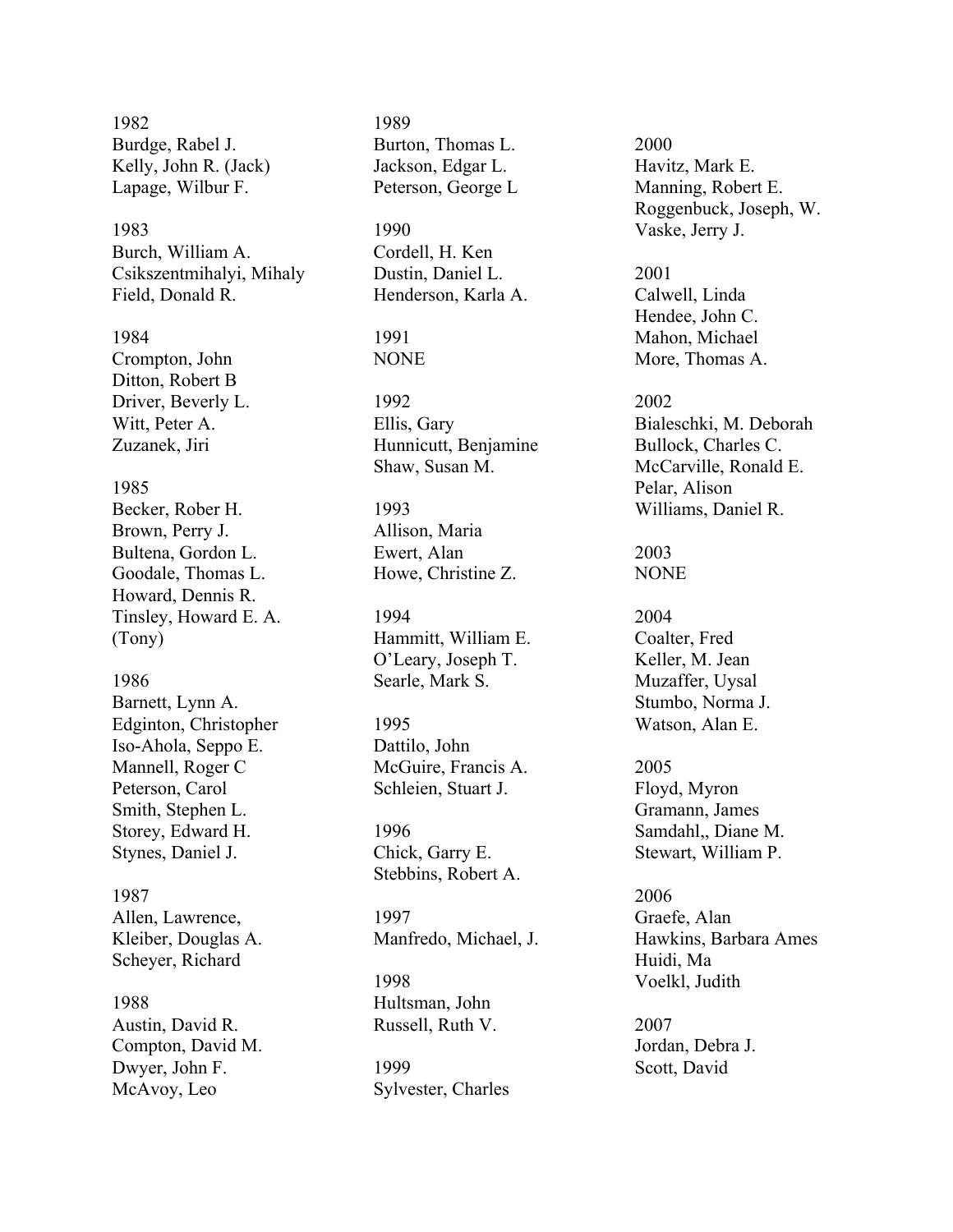1982
Burdge, Rabel J.
Kelly, John R. (Jack)
Lapage, Wilbur F.

1983
Burch, William A.
Csikszentmihalyi, Mihaly
Field, Donald R.

1984
Crompton, John
Ditton, Robert B
Driver, Beverly L.
Witt, Peter A.
Zuzanek, Jiri

1985
Becker, Rober H.
Brown, Perry J.
Bultena, Gordon L.
Goodale, Thomas L.
Howard, Dennis R.
Tinsley, Howard E. A. (Tony)

1986
Barnett, Lynn A.
Edginton, Christopher
Iso-Ahola, Seppo E.
Mannell, Roger C
Peterson, Carol
Smith, Stephen L.
Storey, Edward H.
Stynes, Daniel J.

1987
Allen, Lawrence,
Kleiber, Douglas A.
Scheyer, Richard

1988
Austin, David R.
Compton, David M.
Dwyer, John F.
McAvoy, Leo

1989
Burton, Thomas L.
Jackson, Edgar L.
Peterson, George L

1990
Cordell, H. Ken
Dustin, Daniel L.
Henderson, Karla A.

1991
NONE

1992
Ellis, Gary
Hunnicutt, Benjamine
Shaw, Susan M.

1993
Allison, Maria
Ewert, Alan
Howe, Christine Z.

1994
Hammitt, William E.
O'Leary, Joseph T.
Searle, Mark S.

1995
Dattilo, John
McGuire, Francis A.
Schleien, Stuart J.

1996
Chick, Garry E.
Stebbins, Robert A.

1997
Manfredo, Michael, J.

1998
Hultsman, John
Russell, Ruth V.

1999
Sylvester, Charles

2000
Havitz, Mark E.
Manning, Robert E.
Roggenbuck, Joseph, W.
Vaske, Jerry J.

2001
Calwell, Linda
Hendee, John C.
Mahon, Michael
More, Thomas A.

2002
Bialeschki, M. Deborah
Bullock, Charles C.
McCarville, Ronald E.
Pelar, Alison
Williams, Daniel R.

2003
NONE

2004
Coalter, Fred
Keller, M. Jean
Muzaffer, Uysal
Stumbo, Norma J.
Watson, Alan E.

2005
Floyd, Myron
Gramann, James
Samdahl,, Diane M.
Stewart, William P.

2006
Graefe, Alan
Hawkins, Barbara Ames
Huidi, Ma
Voelkl, Judith

2007
Jordan, Debra J.
Scott, David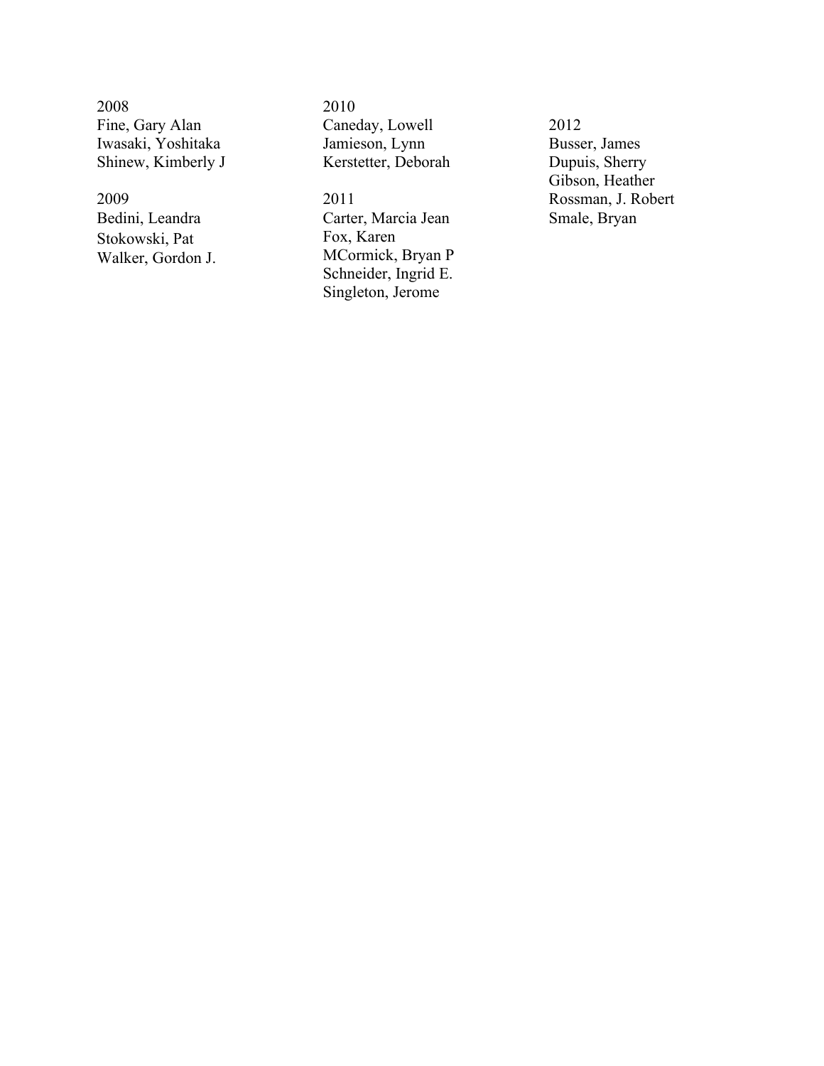2008
Fine, Gary Alan
Iwasaki, Yoshitaka
Shinew, Kimberly J

2009
Bedini, Leandra
Stokowski, Pat
Walker, Gordon J.

2010
Caneday, Lowell
Jamieson, Lynn
Kerstetter, Deborah

2011
Carter, Marcia Jean
Fox, Karen
MCormick, Bryan P
Schneider, Ingrid E.
Singleton, Jerome

2012
Busser, James
Dupuis, Sherry
Gibson, Heather
Rossman, J. Robert
Smale, Bryan